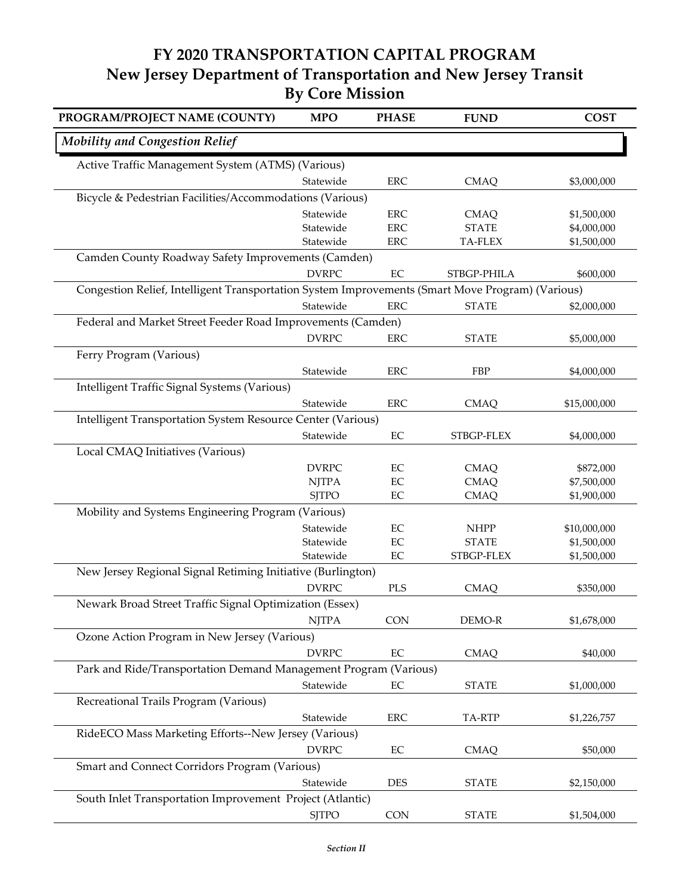# FY 2020 TRANSPORTATION CAPITAL PROGRAM
## New Jersey Department of Transportation and New Jersey Transit
## By Core Mission

| PROGRAM/PROJECT NAME (COUNTY) | MPO | PHASE | FUND | COST |
|---|---|---|---|---|
| ***Mobility and Congestion Relief*** | | | | |
| Active Traffic Management System (ATMS) (Various) | | | | |
| | Statewide | ERC | CMAQ | $3,000,000 |
| Bicycle & Pedestrian Facilities/Accommodations (Various) | | | | |
| | Statewide | ERC | CMAQ | $1,500,000 |
| | Statewide | ERC | STATE | $4,000,000 |
| | Statewide | ERC | TA-FLEX | $1,500,000 |
| Camden County Roadway Safety Improvements (Camden) | | | | |
| | DVRPC | EC | STBGP-PHILA | $600,000 |
| Congestion Relief, Intelligent Transportation System Improvements (Smart Move Program) (Various) | | | | |
| | Statewide | ERC | STATE | $2,000,000 |
| Federal and Market Street Feeder Road Improvements (Camden) | | | | |
| | DVRPC | ERC | STATE | $5,000,000 |
| Ferry Program (Various) | | | | |
| | Statewide | ERC | FBP | $4,000,000 |
| Intelligent Traffic Signal Systems (Various) | | | | |
| | Statewide | ERC | CMAQ | $15,000,000 |
| Intelligent Transportation System Resource Center (Various) | | | | |
| | Statewide | EC | STBGP-FLEX | $4,000,000 |
| Local CMAQ Initiatives (Various) | | | | |
| | DVRPC | EC | CMAQ | $872,000 |
| | NJTPA | EC | CMAQ | $7,500,000 |
| | SJTPO | EC | CMAQ | $1,900,000 |
| Mobility and Systems Engineering Program (Various) | | | | |
| | Statewide | EC | NHPP | $10,000,000 |
| | Statewide | EC | STATE | $1,500,000 |
| | Statewide | EC | STBGP-FLEX | $1,500,000 |
| New Jersey Regional Signal Retiming Initiative (Burlington) | | | | |
| | DVRPC | PLS | CMAQ | $350,000 |
| Newark Broad Street Traffic Signal Optimization (Essex) | | | | |
| | NJTPA | CON | DEMO-R | $1,678,000 |
| Ozone Action Program in New Jersey (Various) | | | | |
| | DVRPC | EC | CMAQ | $40,000 |
| Park and Ride/Transportation Demand Management Program (Various) | | | | |
| | Statewide | EC | STATE | $1,000,000 |
| Recreational Trails Program (Various) | | | | |
| | Statewide | ERC | TA-RTP | $1,226,757 |
| RideECO Mass Marketing Efforts--New Jersey (Various) | | | | |
| | DVRPC | EC | CMAQ | $50,000 |
| Smart and Connect Corridors Program (Various) | | | | |
| | Statewide | DES | STATE | $2,150,000 |
| South Inlet Transportation Improvement Project (Atlantic) | | | | |
| | SJTPO | CON | STATE | $1,504,000 |

*Section II*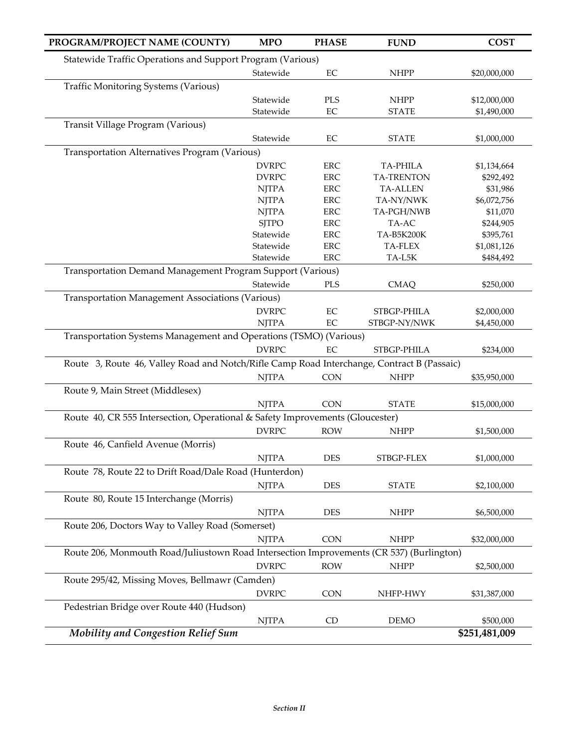| PROGRAM/PROJECT NAME (COUNTY) | MPO | PHASE | FUND | COST |
|---|---|---|---|---|
| Statewide Traffic Operations and Support Program (Various) | | | | |
| | Statewide | EC | NHPP | $20,000,000 |
| Traffic Monitoring Systems (Various) | | | | |
| | Statewide | PLS | NHPP | $12,000,000 |
| | Statewide | EC | STATE | $1,490,000 |
| Transit Village Program (Various) | | | | |
| | Statewide | EC | STATE | $1,000,000 |
| Transportation Alternatives Program (Various) | | | | |
| | DVRPC | ERC | TA-PHILA | $1,134,664 |
| | DVRPC | ERC | TA-TRENTON | $292,492 |
| | NJTPA | ERC | TA-ALLEN | $31,986 |
| | NJTPA | ERC | TA-NY/NWK | $6,072,756 |
| | NJTPA | ERC | TA-PGH/NWB | $11,070 |
| | SJTPO | ERC | TA-AC | $244,905 |
| | Statewide | ERC | TA-B5K200K | $395,761 |
| | Statewide | ERC | TA-FLEX | $1,081,126 |
| | Statewide | ERC | TA-L5K | $484,492 |
| Transportation Demand Management Program Support (Various) | | | | |
| | Statewide | PLS | CMAQ | $250,000 |
| Transportation Management Associations (Various) | | | | |
| | DVRPC | EC | STBGP-PHILA | $2,000,000 |
| | NJTPA | EC | STBGP-NY/NWK | $4,450,000 |
| Transportation Systems Management and Operations (TSMO) (Various) | | | | |
| | DVRPC | EC | STBGP-PHILA | $234,000 |
| Route 3, Route 46, Valley Road and Notch/Rifle Camp Road Interchange, Contract B (Passaic) | | | | |
| | NJTPA | CON | NHPP | $35,950,000 |
| Route 9, Main Street (Middlesex) | | | | |
| | NJTPA | CON | STATE | $15,000,000 |
| Route 40, CR 555 Intersection, Operational & Safety Improvements (Gloucester) | | | | |
| | DVRPC | ROW | NHPP | $1,500,000 |
| Route 46, Canfield Avenue (Morris) | | | | |
| | NJTPA | DES | STBGP-FLEX | $1,000,000 |
| Route 78, Route 22 to Drift Road/Dale Road (Hunterdon) | | | | |
| | NJTPA | DES | STATE | $2,100,000 |
| Route 80, Route 15 Interchange (Morris) | | | | |
| | NJTPA | DES | NHPP | $6,500,000 |
| Route 206, Doctors Way to Valley Road (Somerset) | | | | |
| | NJTPA | CON | NHPP | $32,000,000 |
| Route 206, Monmouth Road/Juliustown Road Intersection Improvements (CR 537) (Burlington) | | | | |
| | DVRPC | ROW | NHPP | $2,500,000 |
| Route 295/42, Missing Moves, Bellmawr (Camden) | | | | |
| | DVRPC | CON | NHFP-HWY | $31,387,000 |
| Pedestrian Bridge over Route 440 (Hudson) | | | | |
| | NJTPA | CD | DEMO | $500,000 |
| ***Mobility and Congestion Relief Sum*** | | | | **$251,481,009** |

*Section II*